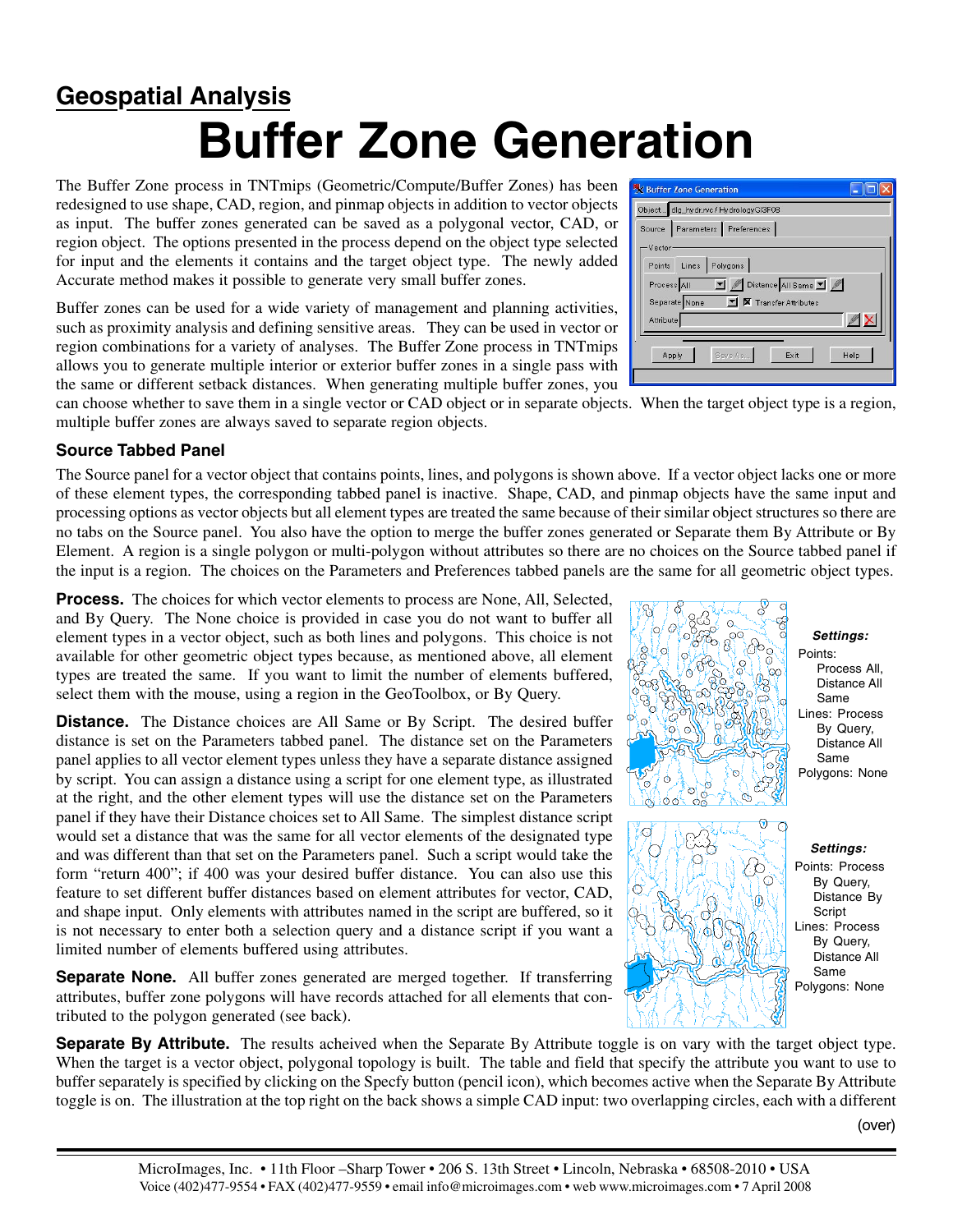## Geospatial Analysis

# Buffer Zone Generation

The Buffer Zone process in TNTmips (Geometric/Compute/Buffer Zones) has been redesigned to use shape, CAD, region, and pinmap objects in addition to vector objects as input. The buffer zones generated can be saved as a polygonal vector, CAD, or region object. The options presented in the process depend on the object type selected for input and the elements it contains and the target object type. The newly added Accurate method makes it possible to generate very small buffer zones.

Buffer zones can be used for a wide variety of management and planning activities, such as proximity analysis and defining sensitive areas. They can be used in vector or region combinations for a variety of analyses. The Buffer Zone process in TNTmips allows you to generate multiple interior or exterior buffer zones in a single pass with the same or different setback distances. When generating multiple buffer zones, you can choose whether to save them in a single vector or CAD object or in separate objects. When the target object type is a region, multiple buffer zones are always saved to separate region objects.

### Source Tabbed Panel

The Source panel for a vector object that contains points, lines, and polygons is shown above. If a vector object lacks one or more of these element types, the corresponding tabbed panel is inactive. Shape, CAD, and pinmap objects have the same input and processing options as vector objects but all element types are treated the same because of their similar object structures so there are no tabs on the Source panel. You also have the option to merge the buffer zones generated or Separate them By Attribute or By Element. A region is a single polygon or multi-polygon without attributes so there are no choices on the Source tabbed panel if the input is a region. The choices on the Parameters and Preferences tabbed panels are the same for all geometric object types.

**Process.** The choices for which vector elements to process are None, All, Selected, and By Query. The None choice is provided in case you do not want to buffer all element types in a vector object, such as both lines and polygons. This choice is not available for other geometric object types because, as mentioned above, all element types are treated the same. If you want to limit the number of elements buffered, select them with the mouse, using a region in the GeoToolbox, or By Query.

**Distance.** The Distance choices are All Same or By Script. The desired buffer distance is set on the Parameters tabbed panel. The distance set on the Parameters panel applies to all vector element types unless they have a separate distance assigned by script. You can assign a distance using a script for one element type, as illustrated at the right, and the other element types will use the distance set on the Parameters panel if they have their Distance choices set to All Same. The simplest distance script would set a distance that was the same for all vector elements of the designated type and was different than that set on the Parameters panel. Such a script would take the form "return 400"; if 400 was your desired buffer distance. You can also use this feature to set different buffer distances based on element attributes for vector, CAD, and shape input. Only elements with attributes named in the script are buffered, so it is not necessary to enter both a selection query and a distance script if you want a limited number of elements buffered using attributes.

*Settings:*
Points: Process All, Distance All Same
Lines: Process By Query, Distance All Same
Polygons: None

*Settings:*
Points: Process By Query, Distance By Script
Lines: Process By Query, Distance All Same
Polygons: None

**Separate None.** All buffer zones generated are merged together. If transferring attributes, buffer zone polygons will have records attached for all elements that contributed to the polygon generated (see back).

**Separate By Attribute.** The results acheived when the Separate By Attribute toggle is on vary with the target object type. When the target is a vector object, polygonal topology is built. The table and field that specify the attribute you want to use to buffer separately is specified by clicking on the Specfy button (pencil icon), which becomes active when the Separate By Attribute toggle is on. The illustration at the top right on the back shows a simple CAD input: two overlapping circles, each with a different

(over)

MicroImages, Inc. • 11th Floor –Sharp Tower • 206 S. 13th Street • Lincoln, Nebraska • 68508-2010 • USA
Voice (402)477-9554 • FAX (402)477-9559 • email info@microimages.com • web www.microimages.com • 7 April 2008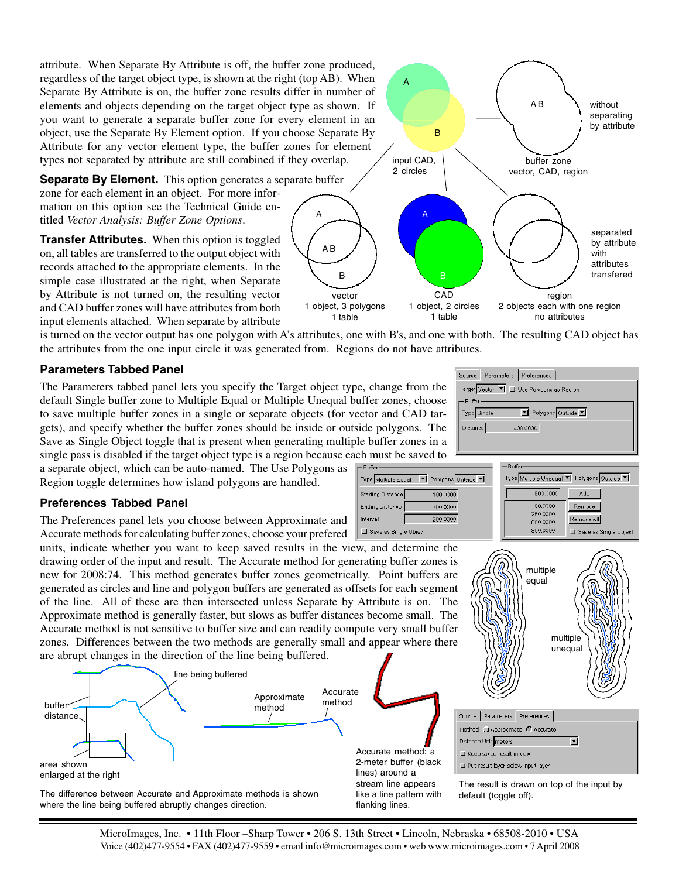attribute. When Separate By Attribute is off, the buffer zone produced, regardless of the target object type, is shown at the right (top AB). When Separate By Attribute is on, the buffer zone results differ in number of elements and objects depending on the target object type as shown. If you want to generate a separate buffer zone for every element in an object, use the Separate By Element option. If you choose Separate By Attribute for any vector element type, the buffer zones for element types not separated by attribute are still combined if they overlap.

A
B
input CAD, 2 circles

A B
buffer zone vector, CAD, region
without separating by attribute

A
A B
B
vector
1 object, 3 polygons
1 table

A
B
CAD
1 object, 2 circles
1 table

region
2 objects each with one region
no attributes

separated by attribute with attributes transfered

**Separate By Element.** This option generates a separate buffer zone for each element in an object. For more information on this option see the Technical Guide entitled *Vector Analysis: Buffer Zone Options*.

**Transfer Attributes.** When this option is toggled on, all tables are transferred to the output object with records attached to the appropriate elements. In the simple case illustrated at the right, when Separate by Attribute is not turned on, the resulting vector and CAD buffer zones will have attributes from both input elements attached. When separate by attribute is turned on the vector output has one polygon with A's attributes, one with B's, and one with both. The resulting CAD object has the attributes from the one input circle it was generated from. Regions do not have attributes.

## Parameters Tabbed Panel

The Parameters tabbed panel lets you specify the Target object type, change from the default Single buffer zone to Multiple Equal or Multiple Unequal buffer zones, choose to save multiple buffer zones in a single or separate objects (for vector and CAD targets), and specify whether the buffer zones should be inside or outside polygons. The Save as Single Object toggle that is present when generating multiple buffer zones in a single pass is disabled if the target object type is a region because each must be saved to a separate object, which can be auto-named. The Use Polygons as Region toggle determines how island polygons are handled.

Source | Parameters | Preferences
Target Vector | Use Polygons as Region
Buffer
Type Single | Polygons Outside
Distance 400.0000

Buffer
Type Multiple Equal | Polygons Outside
Starting Distance 100.0000
Ending Distance 700.0000
Interval 200.0000
Save as Single Object

Buffer
Type Multiple Unequal | Polygons Outside
800.0000 Add
100.0000
250.0000
500.0000
800.0000
Remove
Remove All
Save as Single Object

## Preferences Tabbed Panel

The Preferences panel lets you choose between Approximate and Accurate methods for calculating buffer zones, choose your prefered units, indicate whether you want to keep saved results in the view, and determine the drawing order of the input and result. The Accurate method for generating buffer zones is new for 2008:74. This method generates buffer zones geometrically. Point buffers are generated as circles and line and polygon buffers are generated as offsets for each segment of the line. All of these are then intersected unless Separate by Attribute is on. The Approximate method is generally faster, but slows as buffer distances become small. The Accurate method is not sensitive to buffer size and can readily compute very small buffer zones. Differences between the two methods are generally small and appear where there are abrupt changes in the direction of the line being buffered.

multiple equal

multiple unequal

buffer distance

line being buffered

area shown enlarged at the right

Approximate method

Accurate method

The difference between Accurate and Approximate methods is shown where the line being buffered abruptly changes direction.

Accurate method: a 2-meter buffer (black lines) around a stream line appears like a line pattern with flanking lines.

Source | Parameters | Preferences
Method Approximate Accurate
Distance Unit meters
Keep saved result in view
Put result layer below input layer

The result is drawn on top of the input by default (toggle off).

MicroImages, Inc. • 11th Floor –Sharp Tower • 206 S. 13th Street • Lincoln, Nebraska • 68508-2010 • USA
Voice (402)477-9554 • FAX (402)477-9559 • email info@microimages.com • web www.microimages.com • 7 April 2008